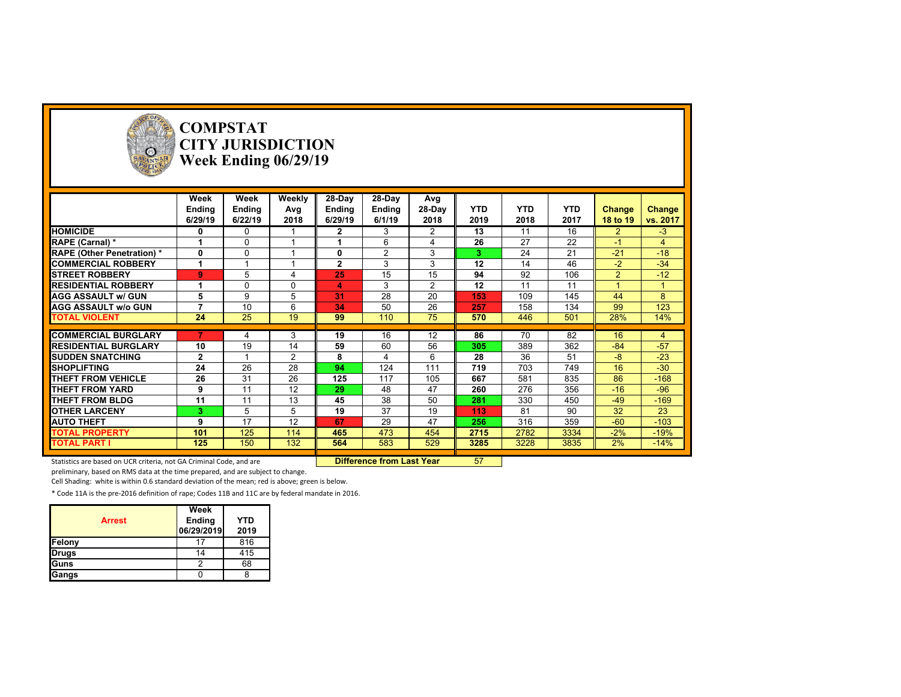# COMPSTAT
# CITY JURISDICTION
# Week Ending 06/29/19

| | Week Ending 6/29/19 | Week Ending 6/22/19 | Weekly Avg 2018 | 28-Day Ending 6/29/19 | 28-Day Ending 6/1/19 | Avg 28-Day 2018 | YTD 2019 | YTD 2018 | YTD 2017 | Change 18 to 19 | Change vs. 2017 |
|---|---|---|---|---|---|---|---|---|---|---|---|
| **HOMICIDE** | 0 | 0 | 1 | 2 | 3 | 2 | 13 | 11 | 16 | 2 | -3 |
| **RAPE (Carnal) *** | 1 | 0 | 1 | 1 | 6 | 4 | 26 | 27 | 22 | -1 | 4 |
| **RAPE (Other Penetration) *** | 0 | 0 | 1 | 0 | 2 | 3 | 3 | 24 | 21 | -21 | -18 |
| **COMMERCIAL ROBBERY** | 1 | 1 | 1 | 2 | 3 | 3 | 12 | 14 | 46 | -2 | -34 |
| **STREET ROBBERY** | 9 | 5 | 4 | 25 | 15 | 15 | 94 | 92 | 106 | 2 | -12 |
| **RESIDENTIAL ROBBERY** | 1 | 0 | 0 | 4 | 3 | 2 | 12 | 11 | 11 | 1 | 1 |
| **AGG ASSAULT w/ GUN** | 5 | 9 | 5 | 31 | 28 | 20 | 153 | 109 | 145 | 44 | 8 |
| **AGG ASSAULT w/o GUN** | 7 | 10 | 6 | 34 | 50 | 26 | 257 | 158 | 134 | 99 | 123 |
| **TOTAL VIOLENT** | 24 | 25 | 19 | 99 | 110 | 75 | 570 | 446 | 501 | 28% | 14% |
| **COMMERCIAL BURGLARY** | 7 | 4 | 3 | 19 | 16 | 12 | 86 | 70 | 82 | 16 | 4 |
| **RESIDENTIAL BURGLARY** | 10 | 19 | 14 | 59 | 60 | 56 | 305 | 389 | 362 | -84 | -57 |
| **SUDDEN SNATCHING** | 2 | 1 | 2 | 8 | 4 | 6 | 28 | 36 | 51 | -8 | -23 |
| **SHOPLIFTING** | 24 | 26 | 28 | 94 | 124 | 111 | 719 | 703 | 749 | 16 | -30 |
| **THEFT FROM VEHICLE** | 26 | 31 | 26 | 125 | 117 | 105 | 667 | 581 | 835 | 86 | -168 |
| **THEFT FROM YARD** | 9 | 11 | 12 | 29 | 48 | 47 | 260 | 276 | 356 | -16 | -96 |
| **THEFT FROM BLDG** | 11 | 11 | 13 | 45 | 38 | 50 | 281 | 330 | 450 | -49 | -169 |
| **OTHER LARCENY** | 3 | 5 | 5 | 19 | 37 | 19 | 113 | 81 | 90 | 32 | 23 |
| **AUTO THEFT** | 9 | 17 | 12 | 67 | 29 | 47 | 256 | 316 | 359 | -60 | -103 |
| **TOTAL PROPERTY** | 101 | 125 | 114 | 465 | 473 | 454 | 2715 | 2782 | 3334 | -2% | -19% |
| **TOTAL PART I** | 125 | 150 | 132 | 564 | 583 | 529 | 3285 | 3228 | 3835 | 2% | -14% |

**Difference from Last Year** 57

Statistics are based on UCR criteria, not GA Criminal Code, and are preliminary, based on RMS data at the time prepared, and are subject to change.

Cell Shading: white is within 0.6 standard deviation of the mean; red is above; green is below.

* Code 11A is the pre-2016 definition of rape; Codes 11B and 11C are by federal mandate in 2016.

| Arrest | Week Ending 06/29/2019 | YTD 2019 |
|---|---|---|
| Felony | 17 | 816 |
| Drugs | 14 | 415 |
| Guns | 2 | 68 |
| Gangs | 0 | 8 |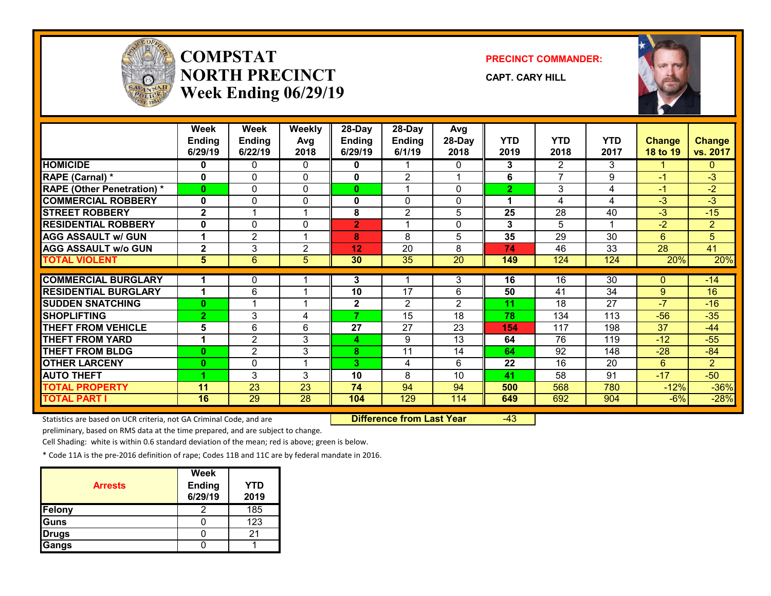# COMPSTAT
# NORTH PRECINCT
## Week Ending 06/29/19

**PRECINCT COMMANDER:**

**CAPT. CARY HILL**

| | Week Ending 6/29/19 | Week Ending 6/22/19 | Weekly Avg 2018 | 28-Day Ending 6/29/19 | 28-Day Ending 6/1/19 | Avg 28-Day 2018 | YTD 2019 | YTD 2018 | YTD 2017 | Change 18 to 19 | Change vs. 2017 |
|---|---|---|---|---|---|---|---|---|---|---|---|
| HOMICIDE | 0 | 0 | 0 | 0 | 1 | 0 | 3 | 2 | 3 | 1 | 0 |
| RAPE (Carnal) * | 0 | 0 | 0 | 0 | 2 | 1 | 6 | 7 | 9 | -1 | -3 |
| RAPE (Other Penetration) * | 0 | 0 | 0 | 0 | 1 | 0 | 2 | 3 | 4 | -1 | -2 |
| COMMERCIAL ROBBERY | 0 | 0 | 0 | 0 | 0 | 0 | 1 | 4 | 4 | -3 | -3 |
| STREET ROBBERY | 2 | 1 | 1 | 8 | 2 | 5 | 25 | 28 | 40 | -3 | -15 |
| RESIDENTIAL ROBBERY | 0 | 0 | 0 | 2 | 1 | 0 | 3 | 5 | 1 | -2 | 2 |
| AGG ASSAULT w/ GUN | 1 | 2 | 1 | 8 | 8 | 5 | 35 | 29 | 30 | 6 | 5 |
| AGG ASSAULT w/o GUN | 2 | 3 | 2 | 12 | 20 | 8 | 74 | 46 | 33 | 28 | 41 |
| TOTAL VIOLENT | 5 | 6 | 5 | 30 | 35 | 20 | 149 | 124 | 124 | 20% | 20% |
| COMMERCIAL BURGLARY | 1 | 0 | 1 | 3 | 1 | 3 | 16 | 16 | 30 | 0 | -14 |
| RESIDENTIAL BURGLARY | 1 | 6 | 1 | 10 | 17 | 6 | 50 | 41 | 34 | 9 | 16 |
| SUDDEN SNATCHING | 0 | 1 | 1 | 2 | 2 | 2 | 11 | 18 | 27 | -7 | -16 |
| SHOPLIFTING | 2 | 3 | 4 | 7 | 15 | 18 | 78 | 134 | 113 | -56 | -35 |
| THEFT FROM VEHICLE | 5 | 6 | 6 | 27 | 27 | 23 | 154 | 117 | 198 | 37 | -44 |
| THEFT FROM YARD | 1 | 2 | 3 | 4 | 9 | 13 | 64 | 76 | 119 | -12 | -55 |
| THEFT FROM BLDG | 0 | 2 | 3 | 8 | 11 | 14 | 64 | 92 | 148 | -28 | -84 |
| OTHER LARCENY | 0 | 0 | 1 | 3 | 4 | 6 | 22 | 16 | 20 | 6 | 2 |
| AUTO THEFT | 1 | 3 | 3 | 10 | 8 | 10 | 41 | 58 | 91 | -17 | -50 |
| TOTAL PROPERTY | 11 | 23 | 23 | 74 | 94 | 94 | 500 | 568 | 780 | -12% | -36% |
| TOTAL PART I | 16 | 29 | 28 | 104 | 129 | 114 | 649 | 692 | 904 | -6% | -28% |

**Difference from Last Year** -43

Statistics are based on UCR criteria, not GA Criminal Code, and are preliminary, based on RMS data at the time prepared, and are subject to change.

Cell Shading: white is within 0.6 standard deviation of the mean; red is above; green is below.

* Code 11A is the pre-2016 definition of rape; Codes 11B and 11C are by federal mandate in 2016.

| Arrests | Week Ending 6/29/19 | YTD 2019 |
|---|---|---|
| Felony | 2 | 185 |
| Guns | 0 | 123 |
| Drugs | 0 | 21 |
| Gangs | 0 | 1 |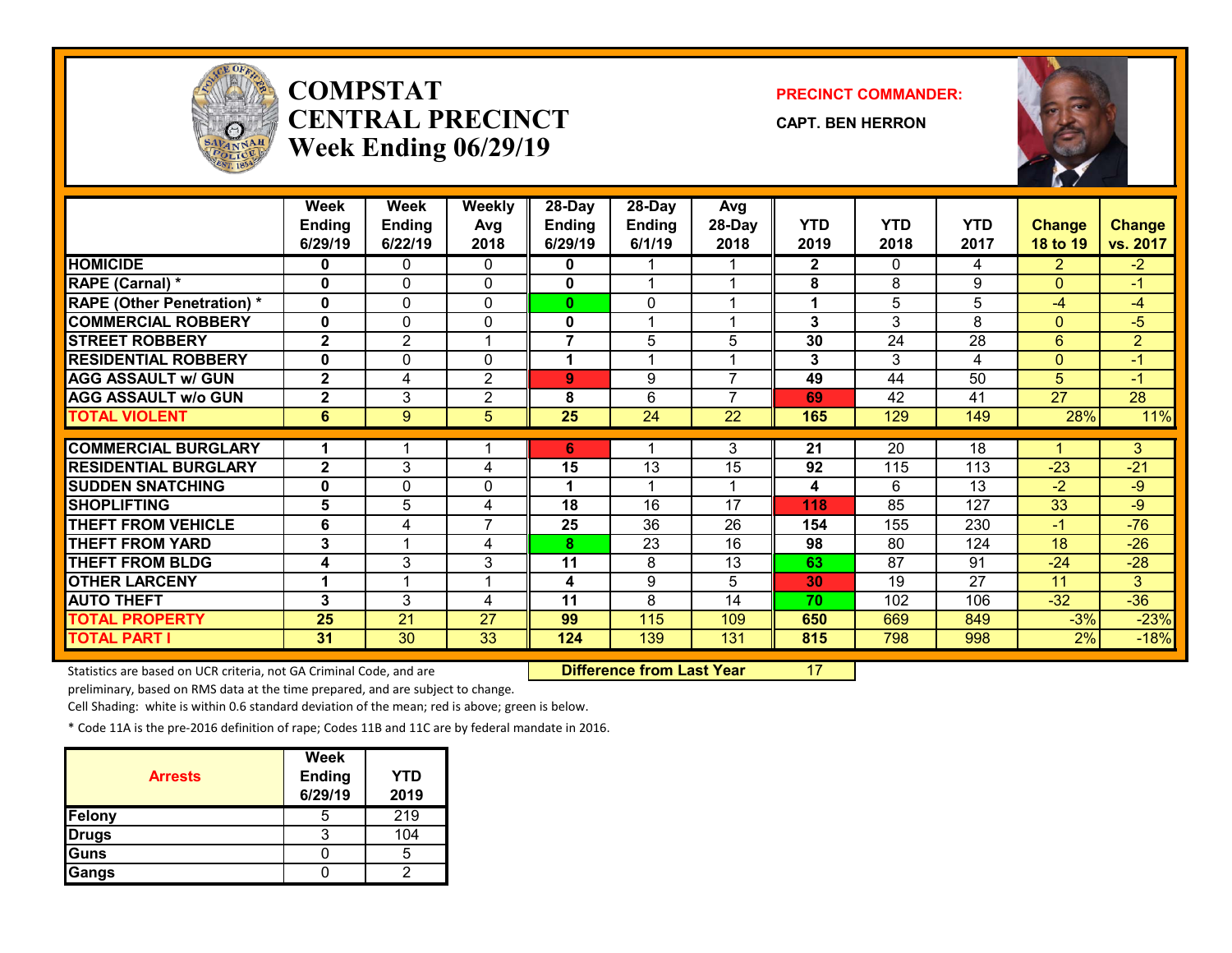# COMPSTAT CENTRAL PRECINCT Week Ending 06/29/19

**PRECINCT COMMANDER:**

**CAPT. BEN HERRON**

| | Week Ending 6/29/19 | Week Ending 6/22/19 | Weekly Avg 2018 | 28-Day Ending 6/29/19 | 28-Day Ending 6/1/19 | Avg 28-Day 2018 | YTD 2019 | YTD 2018 | YTD 2017 | Change 18 to 19 | Change vs. 2017 |
|---|---|---|---|---|---|---|---|---|---|---|---|
| HOMICIDE | 0 | 0 | 0 | 0 | 1 | 1 | 2 | 0 | 4 | 2 | -2 |
| RAPE (Carnal) * | 0 | 0 | 0 | 0 | 1 | 1 | 8 | 8 | 9 | 0 | -1 |
| RAPE (Other Penetration) * | 0 | 0 | 0 | 0 | 0 | 1 | 1 | 5 | 5 | -4 | -4 |
| COMMERCIAL ROBBERY | 0 | 0 | 0 | 0 | 1 | 1 | 3 | 3 | 8 | 0 | -5 |
| STREET ROBBERY | 2 | 2 | 1 | 7 | 5 | 5 | 30 | 24 | 28 | 6 | 2 |
| RESIDENTIAL ROBBERY | 0 | 0 | 0 | 1 | 1 | 1 | 3 | 3 | 4 | 0 | -1 |
| AGG ASSAULT w/ GUN | 2 | 4 | 2 | 9 | 9 | 7 | 49 | 44 | 50 | 5 | -1 |
| AGG ASSAULT w/o GUN | 2 | 3 | 2 | 8 | 6 | 7 | 69 | 42 | 41 | 27 | 28 |
| TOTAL VIOLENT | 6 | 9 | 5 | 25 | 24 | 22 | 165 | 129 | 149 | 28% | 11% |
| COMMERCIAL BURGLARY | 1 | 1 | 1 | 6 | 1 | 3 | 21 | 20 | 18 | 1 | 3 |
| RESIDENTIAL BURGLARY | 2 | 3 | 4 | 15 | 13 | 15 | 92 | 115 | 113 | -23 | -21 |
| SUDDEN SNATCHING | 0 | 0 | 0 | 1 | 1 | 1 | 4 | 6 | 13 | -2 | -9 |
| SHOPLIFTING | 5 | 5 | 4 | 18 | 16 | 17 | 118 | 85 | 127 | 33 | -9 |
| THEFT FROM VEHICLE | 6 | 4 | 7 | 25 | 36 | 26 | 154 | 155 | 230 | -1 | -76 |
| THEFT FROM YARD | 3 | 1 | 4 | 8 | 23 | 16 | 98 | 80 | 124 | 18 | -26 |
| THEFT FROM BLDG | 4 | 3 | 3 | 11 | 8 | 13 | 63 | 87 | 91 | -24 | -28 |
| OTHER LARCENY | 1 | 1 | 1 | 4 | 9 | 5 | 30 | 19 | 27 | 11 | 3 |
| AUTO THEFT | 3 | 3 | 4 | 11 | 8 | 14 | 70 | 102 | 106 | -32 | -36 |
| TOTAL PROPERTY | 25 | 21 | 27 | 99 | 115 | 109 | 650 | 669 | 849 | -3% | -23% |
| TOTAL PART I | 31 | 30 | 33 | 124 | 139 | 131 | 815 | 798 | 998 | 2% | -18% |

**Difference from Last Year** 17

Statistics are based on UCR criteria, not GA Criminal Code, and are preliminary, based on RMS data at the time prepared, and are subject to change.

Cell Shading: white is within 0.6 standard deviation of the mean; red is above; green is below.

* Code 11A is the pre-2016 definition of rape; Codes 11B and 11C are by federal mandate in 2016.

| Arrests | Week Ending 6/29/19 | YTD 2019 |
|---|---|---|
| Felony | 5 | 219 |
| Drugs | 3 | 104 |
| Guns | 0 | 5 |
| Gangs | 0 | 2 |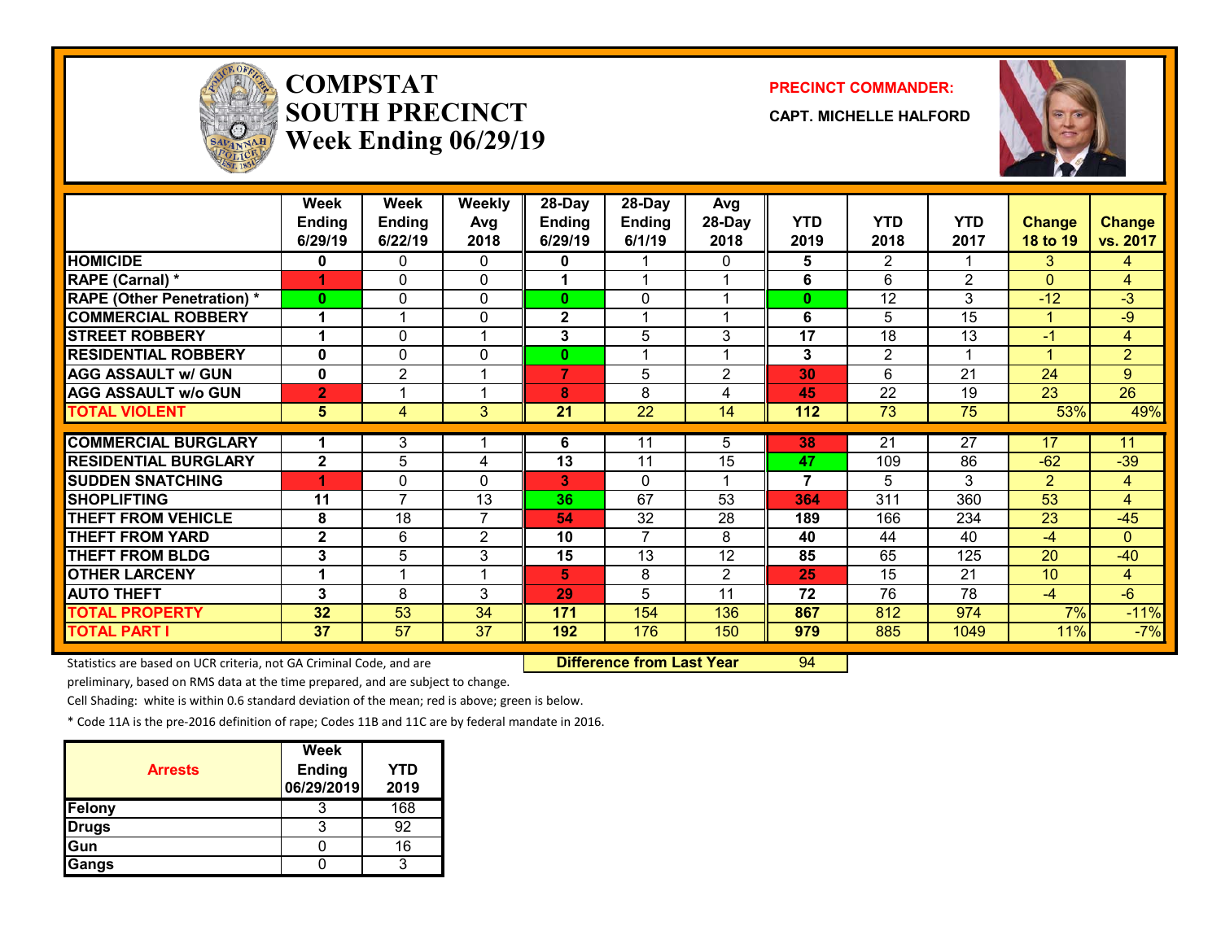# COMPSTAT
# SOUTH PRECINCT
# Week Ending 06/29/19

**PRECINCT COMMANDER:**

**CAPT. MICHELLE HALFORD**

| | Week Ending 6/29/19 | Week Ending 6/22/19 | Weekly Avg 2018 | 28-Day Ending 6/29/19 | 28-Day Ending 6/1/19 | Avg 28-Day 2018 | YTD 2019 | YTD 2018 | YTD 2017 | Change 18 to 19 | Change vs. 2017 |
|---|---|---|---|---|---|---|---|---|---|---|---|
| **HOMICIDE** | 0 | 0 | 0 | 0 | 1 | 0 | 5 | 2 | 1 | 3 | 4 |
| **RAPE (Carnal) *** | 1 | 0 | 0 | 1 | 1 | 1 | 6 | 6 | 2 | 0 | 4 |
| **RAPE (Other Penetration) *** | 0 | 0 | 0 | 0 | 0 | 1 | 0 | 12 | 3 | -12 | -3 |
| **COMMERCIAL ROBBERY** | 1 | 1 | 0 | 2 | 1 | 1 | 6 | 5 | 15 | 1 | -9 |
| **STREET ROBBERY** | 1 | 0 | 1 | 3 | 5 | 3 | 17 | 18 | 13 | -1 | 4 |
| **RESIDENTIAL ROBBERY** | 0 | 0 | 0 | 0 | 1 | 1 | 3 | 2 | 1 | 1 | 2 |
| **AGG ASSAULT w/ GUN** | 0 | 2 | 1 | 7 | 5 | 2 | 30 | 6 | 21 | 24 | 9 |
| **AGG ASSAULT w/o GUN** | 2 | 1 | 1 | 8 | 8 | 4 | 45 | 22 | 19 | 23 | 26 |
| **TOTAL VIOLENT** | 5 | 4 | 3 | 21 | 22 | 14 | 112 | 73 | 75 | 53% | 49% |
| **COMMERCIAL BURGLARY** | 1 | 3 | 1 | 6 | 11 | 5 | 38 | 21 | 27 | 17 | 11 |
| **RESIDENTIAL BURGLARY** | 2 | 5 | 4 | 13 | 11 | 15 | 47 | 109 | 86 | -62 | -39 |
| **SUDDEN SNATCHING** | 1 | 0 | 0 | 3 | 0 | 1 | 7 | 5 | 3 | 2 | 4 |
| **SHOPLIFTING** | 11 | 7 | 13 | 36 | 67 | 53 | 364 | 311 | 360 | 53 | 4 |
| **THEFT FROM VEHICLE** | 8 | 18 | 7 | 54 | 32 | 28 | 189 | 166 | 234 | 23 | -45 |
| **THEFT FROM YARD** | 2 | 6 | 2 | 10 | 7 | 8 | 40 | 44 | 40 | -4 | 0 |
| **THEFT FROM BLDG** | 3 | 5 | 3 | 15 | 13 | 12 | 85 | 65 | 125 | 20 | -40 |
| **OTHER LARCENY** | 1 | 1 | 1 | 5 | 8 | 2 | 25 | 15 | 21 | 10 | 4 |
| **AUTO THEFT** | 3 | 8 | 3 | 29 | 5 | 11 | 72 | 76 | 78 | -4 | -6 |
| **TOTAL PROPERTY** | 32 | 53 | 34 | 171 | 154 | 136 | 867 | 812 | 974 | 7% | -11% |
| **TOTAL PART I** | 37 | 57 | 37 | 192 | 176 | 150 | 979 | 885 | 1049 | 11% | -7% |

**Difference from Last Year** 94

Statistics are based on UCR criteria, not GA Criminal Code, and are preliminary, based on RMS data at the time prepared, and are subject to change.

Cell Shading: white is within 0.6 standard deviation of the mean; red is above; green is below.

* Code 11A is the pre-2016 definition of rape; Codes 11B and 11C are by federal mandate in 2016.

| Arrests | Week Ending 06/29/2019 | YTD 2019 |
|---|---|---|
| Felony | 3 | 168 |
| Drugs | 3 | 92 |
| Gun | 0 | 16 |
| Gangs | 0 | 3 |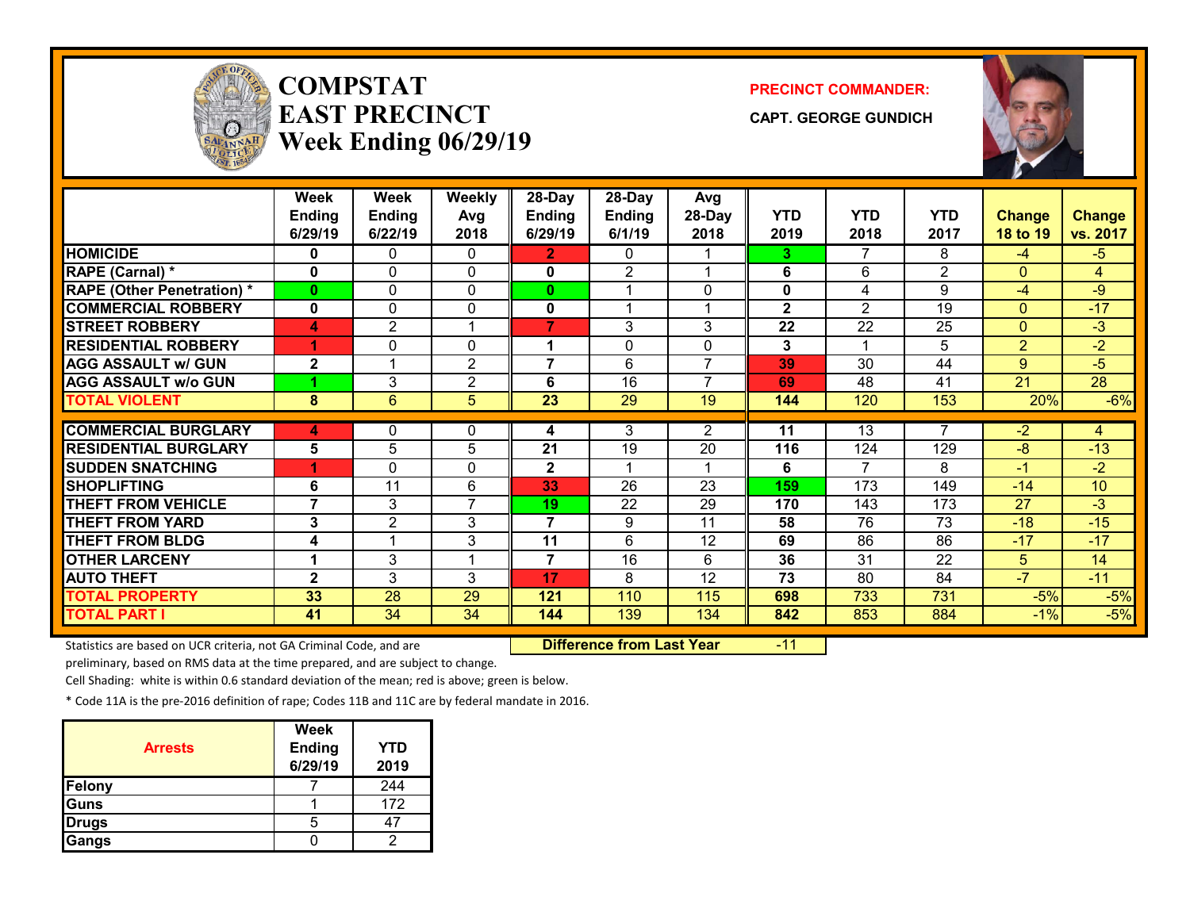# COMPSTAT EAST PRECINCT Week Ending 06/29/19

**PRECINCT COMMANDER:**

**CAPT. GEORGE GUNDICH**

| | Week Ending 6/29/19 | Week Ending 6/22/19 | Weekly Avg 2018 | 28-Day Ending 6/29/19 | 28-Day Ending 6/1/19 | Avg 28-Day 2018 | YTD 2019 | YTD 2018 | YTD 2017 | Change 18 to 19 | Change vs. 2017 |
|---|---|---|---|---|---|---|---|---|---|---|---|
| HOMICIDE | 0 | 0 | 0 | 2 | 0 | 1 | 3 | 7 | 8 | -4 | -5 |
| RAPE (Carnal) * | 0 | 0 | 0 | 0 | 2 | 1 | 6 | 6 | 2 | 0 | 4 |
| RAPE (Other Penetration) * | 0 | 0 | 0 | 0 | 1 | 0 | 0 | 4 | 9 | -4 | -9 |
| COMMERCIAL ROBBERY | 0 | 0 | 0 | 0 | 1 | 1 | 2 | 2 | 19 | 0 | -17 |
| STREET ROBBERY | 4 | 2 | 1 | 7 | 3 | 3 | 22 | 22 | 25 | 0 | -3 |
| RESIDENTIAL ROBBERY | 1 | 0 | 0 | 1 | 0 | 0 | 3 | 1 | 5 | 2 | -2 |
| AGG ASSAULT w/ GUN | 2 | 1 | 2 | 7 | 6 | 7 | 39 | 30 | 44 | 9 | -5 |
| AGG ASSAULT w/o GUN | 1 | 3 | 2 | 6 | 16 | 7 | 69 | 48 | 41 | 21 | 28 |
| TOTAL VIOLENT | 8 | 6 | 5 | 23 | 29 | 19 | 144 | 120 | 153 | 20% | -6% |
| COMMERCIAL BURGLARY | 4 | 0 | 0 | 4 | 3 | 2 | 11 | 13 | 7 | -2 | 4 |
| RESIDENTIAL BURGLARY | 5 | 5 | 5 | 21 | 19 | 20 | 116 | 124 | 129 | -8 | -13 |
| SUDDEN SNATCHING | 1 | 0 | 0 | 2 | 1 | 1 | 6 | 7 | 8 | -1 | -2 |
| SHOPLIFTING | 6 | 11 | 6 | 33 | 26 | 23 | 159 | 173 | 149 | -14 | 10 |
| THEFT FROM VEHICLE | 7 | 3 | 7 | 19 | 22 | 29 | 170 | 143 | 173 | 27 | -3 |
| THEFT FROM YARD | 3 | 2 | 3 | 7 | 9 | 11 | 58 | 76 | 73 | -18 | -15 |
| THEFT FROM BLDG | 4 | 1 | 3 | 11 | 6 | 12 | 69 | 86 | 86 | -17 | -17 |
| OTHER LARCENY | 1 | 3 | 1 | 7 | 16 | 6 | 36 | 31 | 22 | 5 | 14 |
| AUTO THEFT | 2 | 3 | 3 | 17 | 8 | 12 | 73 | 80 | 84 | -7 | -11 |
| TOTAL PROPERTY | 33 | 28 | 29 | 121 | 110 | 115 | 698 | 733 | 731 | -5% | -5% |
| TOTAL PART I | 41 | 34 | 34 | 144 | 139 | 134 | 842 | 853 | 884 | -1% | -5% |

**Difference from Last Year** -11

Statistics are based on UCR criteria, not GA Criminal Code, and are preliminary, based on RMS data at the time prepared, and are subject to change.

Cell Shading: white is within 0.6 standard deviation of the mean; red is above; green is below.

* Code 11A is the pre-2016 definition of rape; Codes 11B and 11C are by federal mandate in 2016.

| Arrests | Week Ending 6/29/19 | YTD 2019 |
|---|---|---|
| Felony | 7 | 244 |
| Guns | 1 | 172 |
| Drugs | 5 | 47 |
| Gangs | 0 | 2 |